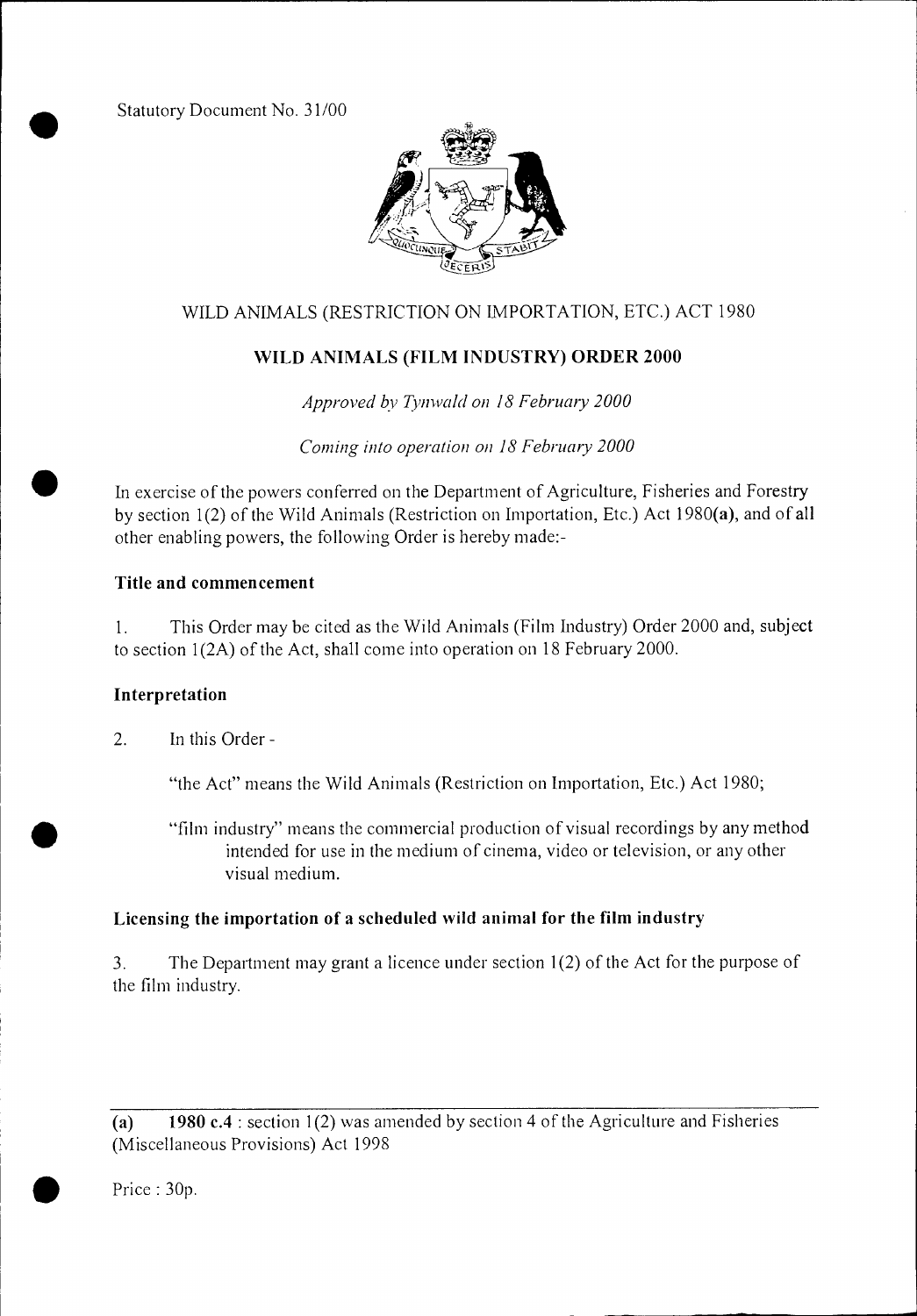Statutory Document No. 31/00

WILD ANIMALS (RESTRICTION ON IMPORTATION, ETC.) ACT 1980

# WILD ANIMALS (FILM INDUSTRY) ORDER 2000

*Approved by Tynwald on 18 February 2000*

*Coming into operation on 18 February 2000*

In exercise of the powers conferred on the Department of Agriculture, Fisheries and Forestry by section 1(2) of the Wild Animals (Restriction on Importation, Etc.) Act 1980**(a)**, and of all other enabling powers, the following Order is hereby made:-

### Title and commencement

1. This Order may be cited as the Wild Animals (Film Industry) Order 2000 and, subject to section 1(2A) of the Act, shall come into operation on 18 February 2000.

### Interpretation

2. In this Order -

"the Act" means the Wild Animals (Restriction on Importation, Etc.) Act 1980;

"film industry" means the commercial production of visual recordings by any method intended for use in the medium of cinema, video or television, or any other visual medium.

### Licensing the importation of a scheduled wild animal for the film industry

3. The Department may grant a licence under section 1(2) of the Act for the purpose of the film industry.

---

**(a)** **1980 c.4** : section 1(2) was amended by section 4 of the Agriculture and Fisheries (Miscellaneous Provisions) Act 1998

Price : 30p.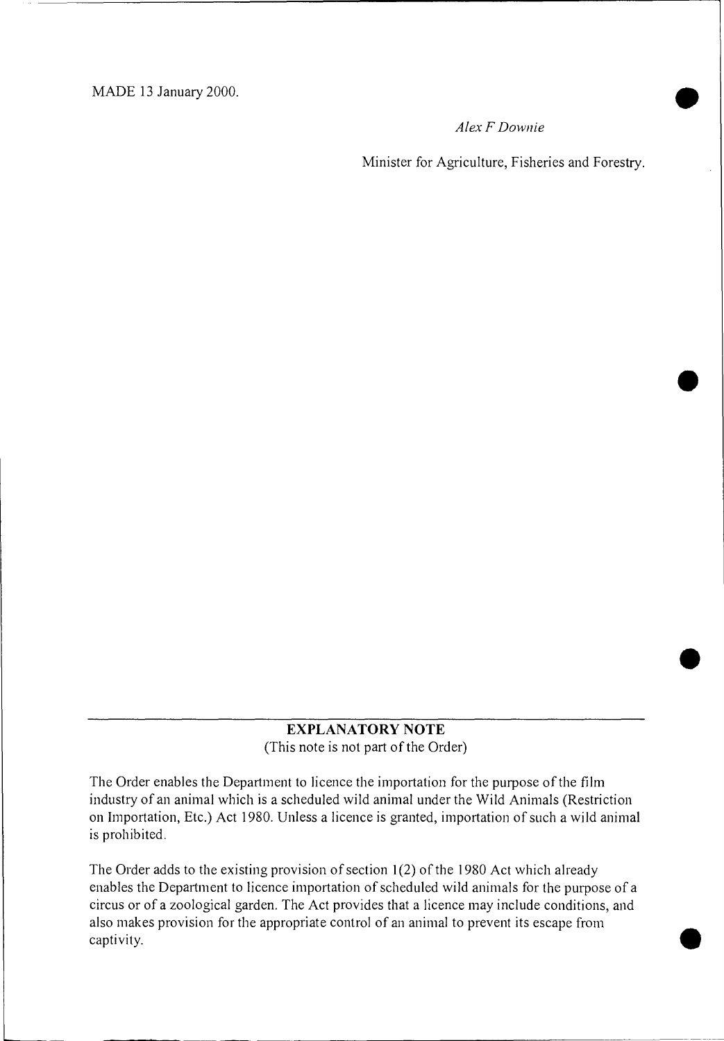MADE 13 January 2000.

*Alex F Downie*

Minister for Agriculture, Fisheries and Forestry.

---

## EXPLANATORY NOTE

(This note is not part of the Order)

The Order enables the Department to licence the importation for the purpose of the film industry of an animal which is a scheduled wild animal under the Wild Animals (Restriction on Importation, Etc.) Act 1980. Unless a licence is granted, importation of such a wild animal is prohibited.

The Order adds to the existing provision of section 1(2) of the 1980 Act which already enables the Department to licence importation of scheduled wild animals for the purpose of a circus or of a zoological garden. The Act provides that a licence may include conditions, and also makes provision for the appropriate control of an animal to prevent its escape from captivity.